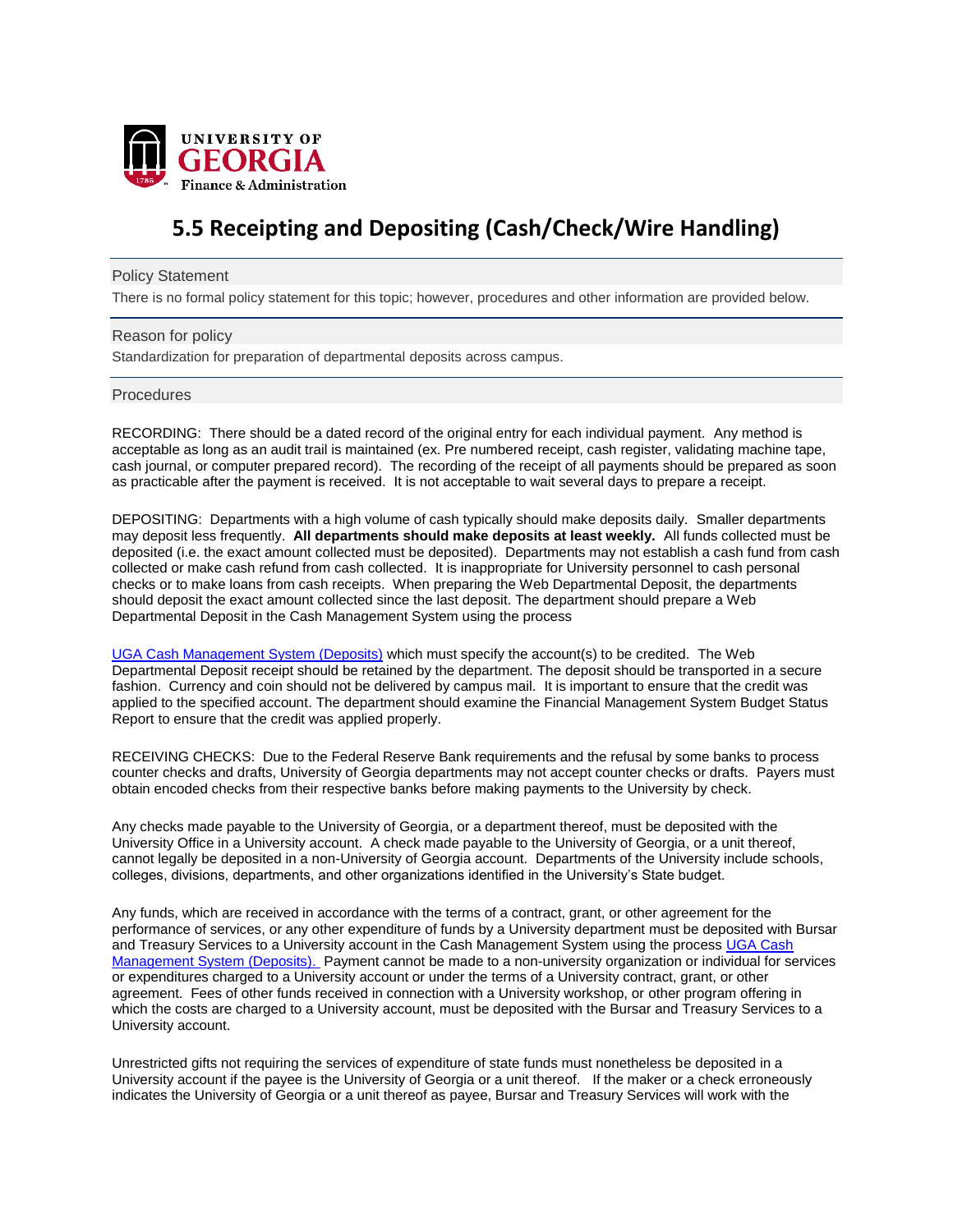UNIVERSITY OF GEORGIA
Finance & Administration

# 5.5 Receipting and Depositing (Cash/Check/Wire Handling)

## Policy Statement

There is no formal policy statement for this topic; however, procedures and other information are provided below.

## Reason for policy

Standardization for preparation of departmental deposits across campus.

## Procedures

RECORDING: There should be a dated record of the original entry for each individual payment. Any method is acceptable as long as an audit trail is maintained (ex. Pre numbered receipt, cash register, validating machine tape, cash journal, or computer prepared record). The recording of the receipt of all payments should be prepared as soon as practicable after the payment is received. It is not acceptable to wait several days to prepare a receipt.

DEPOSITING: Departments with a high volume of cash typically should make deposits daily. Smaller departments may deposit less frequently. **All departments should make deposits at least weekly.** All funds collected must be deposited (i.e. the exact amount collected must be deposited). Departments may not establish a cash fund from cash collected or make cash refund from cash collected. It is inappropriate for University personnel to cash personal checks or to make loans from cash receipts. When preparing the Web Departmental Deposit, the departments should deposit the exact amount collected since the last deposit. The department should prepare a Web Departmental Deposit in the Cash Management System using the process

UGA Cash Management System (Deposits) which must specify the account(s) to be credited. The Web Departmental Deposit receipt should be retained by the department. The deposit should be transported in a secure fashion. Currency and coin should not be delivered by campus mail. It is important to ensure that the credit was applied to the specified account. The department should examine the Financial Management System Budget Status Report to ensure that the credit was applied properly.

RECEIVING CHECKS: Due to the Federal Reserve Bank requirements and the refusal by some banks to process counter checks and drafts, University of Georgia departments may not accept counter checks or drafts. Payers must obtain encoded checks from their respective banks before making payments to the University by check.

Any checks made payable to the University of Georgia, or a department thereof, must be deposited with the University Office in a University account. A check made payable to the University of Georgia, or a unit thereof, cannot legally be deposited in a non-University of Georgia account. Departments of the University include schools, colleges, divisions, departments, and other organizations identified in the University's State budget.

Any funds, which are received in accordance with the terms of a contract, grant, or other agreement for the performance of services, or any other expenditure of funds by a University department must be deposited with Bursar and Treasury Services to a University account in the Cash Management System using the process UGA Cash Management System (Deposits). Payment cannot be made to a non-university organization or individual for services or expenditures charged to a University account or under the terms of a University contract, grant, or other agreement. Fees of other funds received in connection with a University workshop, or other program offering in which the costs are charged to a University account, must be deposited with the Bursar and Treasury Services to a University account.

Unrestricted gifts not requiring the services of expenditure of state funds must nonetheless be deposited in a University account if the payee is the University of Georgia or a unit thereof. If the maker or a check erroneously indicates the University of Georgia or a unit thereof as payee, Bursar and Treasury Services will work with the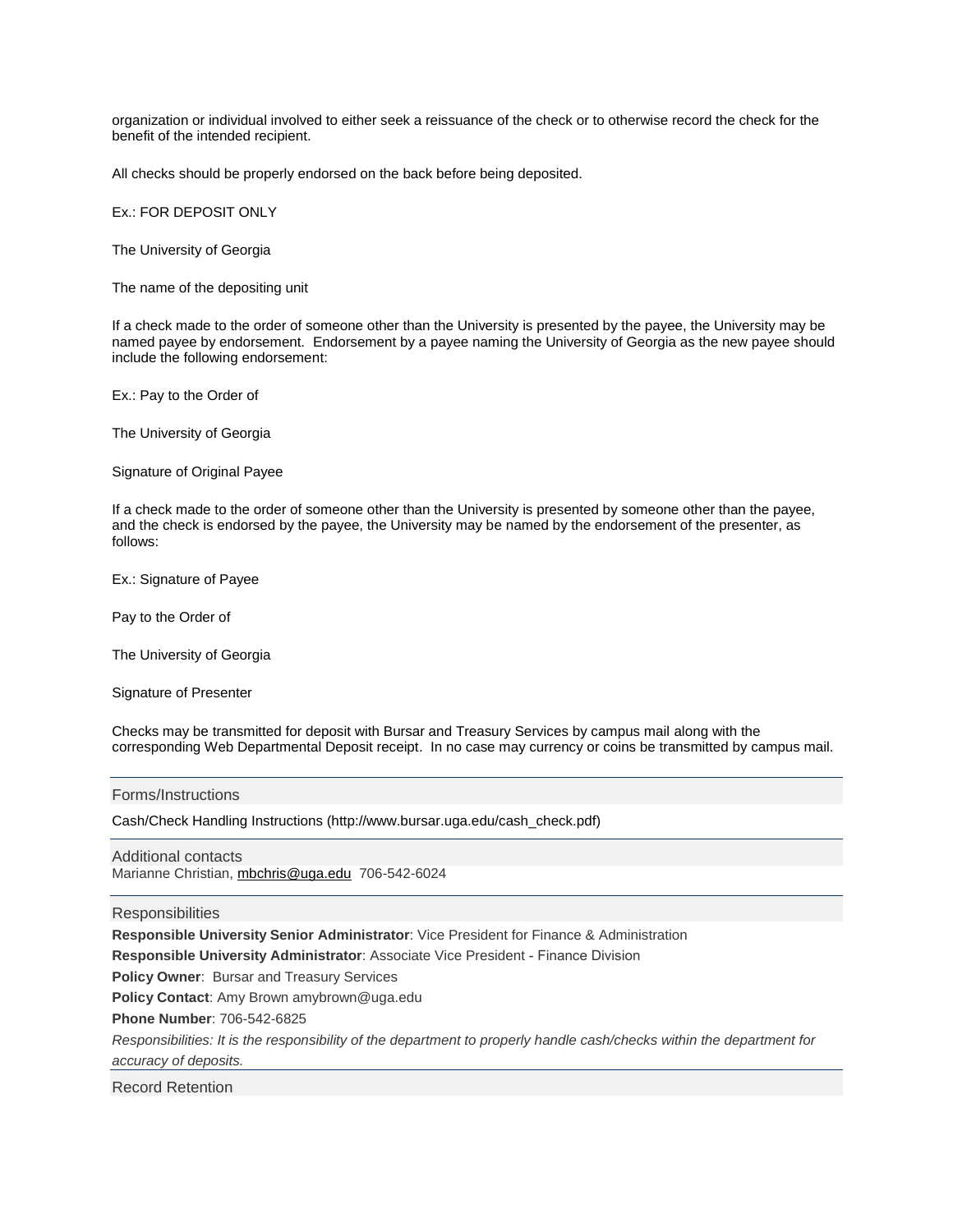organization or individual involved to either seek a reissuance of the check or to otherwise record the check for the benefit of the intended recipient.

All checks should be properly endorsed on the back before being deposited.

Ex.: FOR DEPOSIT ONLY

The University of Georgia

The name of the depositing unit

If a check made to the order of someone other than the University is presented by the payee, the University may be named payee by endorsement. Endorsement by a payee naming the University of Georgia as the new payee should include the following endorsement:

Ex.: Pay to the Order of

The University of Georgia

Signature of Original Payee

If a check made to the order of someone other than the University is presented by someone other than the payee, and the check is endorsed by the payee, the University may be named by the endorsement of the presenter, as follows:

Ex.: Signature of Payee

Pay to the Order of

The University of Georgia

Signature of Presenter

Checks may be transmitted for deposit with Bursar and Treasury Services by campus mail along with the corresponding Web Departmental Deposit receipt. In no case may currency or coins be transmitted by campus mail.

## Forms/Instructions

Cash/Check Handling Instructions (http://www.bursar.uga.edu/cash_check.pdf)

## Additional contacts

Marianne Christian, mbchris@uga.edu 706-542-6024

## Responsibilities

**Responsible University Senior Administrator**: Vice President for Finance & Administration

**Responsible University Administrator**: Associate Vice President - Finance Division

**Policy Owner**: Bursar and Treasury Services

**Policy Contact**: Amy Brown amybrown@uga.edu

**Phone Number**: 706-542-6825

*Responsibilities: It is the responsibility of the department to properly handle cash/checks within the department for accuracy of deposits.*

## Record Retention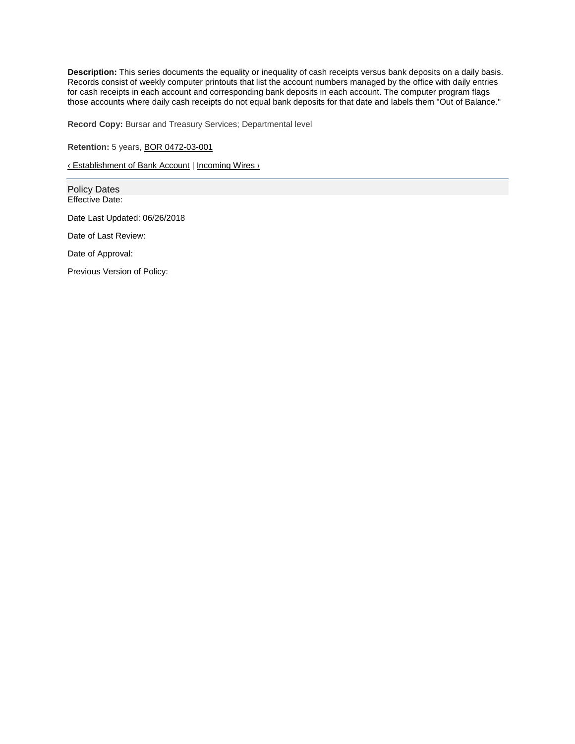**Description:** This series documents the equality or inequality of cash receipts versus bank deposits on a daily basis. Records consist of weekly computer printouts that list the account numbers managed by the office with daily entries for cash receipts in each account and corresponding bank deposits in each account. The computer program flags those accounts where daily cash receipts do not equal bank deposits for that date and labels them "Out of Balance."

**Record Copy:** Bursar and Treasury Services; Departmental level

**Retention:** 5 years, BOR 0472-03-001

‹ Establishment of Bank Account | Incoming Wires ›

---

Policy Dates

Effective Date:

Date Last Updated: 06/26/2018

Date of Last Review:

Date of Approval:

Previous Version of Policy: